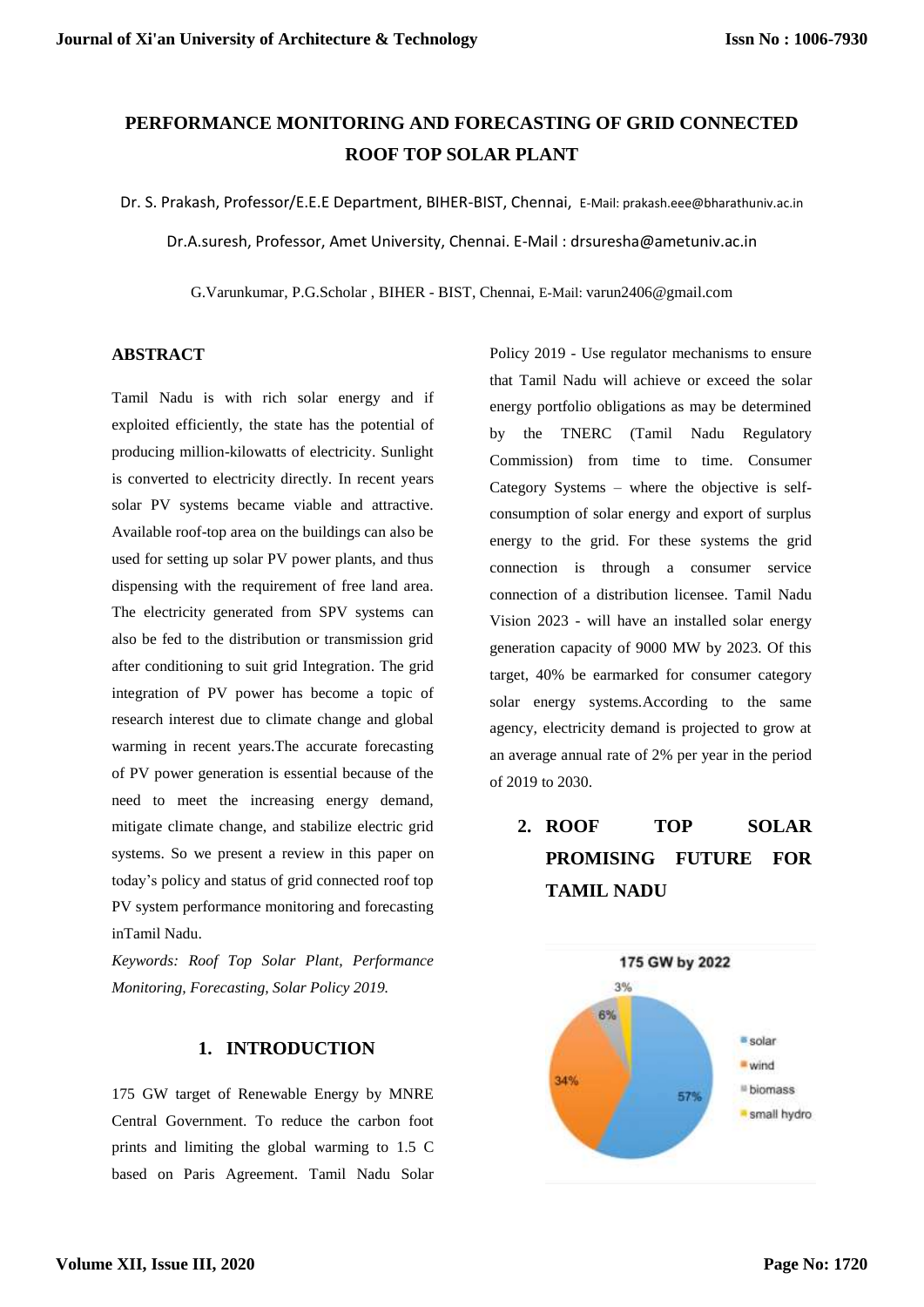# PERFORMANCE MONITORING AND FORECASTING OF GRID CONNECTED ROOF TOP SOLAR PLANT

Dr. S. Prakash, Professor/E.E.E Department, BIHER-BIST, Chennai, E-Mail: prakash.eee@bharathuniv.ac.in

Dr.A.suresh, Professor, Amet University, Chennai. E-Mail : drsuresha@ametuniv.ac.in

G.Varunkumar, P.G.Scholar , BIHER - BIST, Chennai, E-Mail: varun2406@gmail.com

## ABSTRACT

Tamil Nadu is with rich solar energy and if exploited efficiently, the state has the potential of producing million-kilowatts of electricity. Sunlight is converted to electricity directly. In recent years solar PV systems became viable and attractive. Available roof-top area on the buildings can also be used for setting up solar PV power plants, and thus dispensing with the requirement of free land area. The electricity generated from SPV systems can also be fed to the distribution or transmission grid after conditioning to suit grid Integration. The grid integration of PV power has become a topic of research interest due to climate change and global warming in recent years.The accurate forecasting of PV power generation is essential because of the need to meet the increasing energy demand, mitigate climate change, and stabilize electric grid systems. So we present a review in this paper on today's policy and status of grid connected roof top PV system performance monitoring and forecasting inTamil Nadu.

*Keywords: Roof Top Solar Plant, Performance Monitoring, Forecasting, Solar Policy 2019.*

## 1. INTRODUCTION

175 GW target of Renewable Energy by MNRE Central Government. To reduce the carbon foot prints and limiting the global warming to 1.5 C based on Paris Agreement. Tamil Nadu Solar Policy 2019 - Use regulator mechanisms to ensure that Tamil Nadu will achieve or exceed the solar energy portfolio obligations as may be determined by the TNERC (Tamil Nadu Regulatory Commission) from time to time. Consumer Category Systems – where the objective is self-consumption of solar energy and export of surplus energy to the grid. For these systems the grid connection is through a consumer service connection of a distribution licensee. Tamil Nadu Vision 2023 - will have an installed solar energy generation capacity of 9000 MW by 2023. Of this target, 40% be earmarked for consumer category solar energy systems.According to the same agency, electricity demand is projected to grow at an average annual rate of 2% per year in the period of 2019 to 2030.

## 2. ROOF TOP SOLAR PROMISING FUTURE FOR TAMIL NADU

175 GW by 2022

| Source | Share |
|---|---|
| solar | 57% |
| wind | 34% |
| biomass | 6% |
| small hydro | 3% |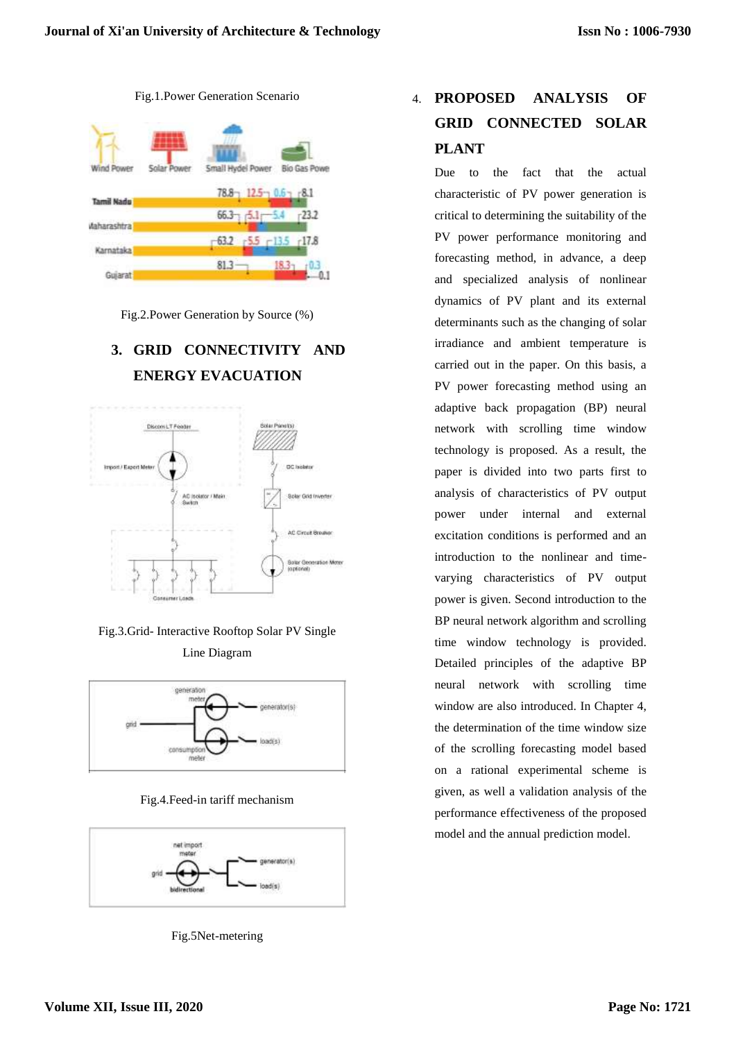Fig.1.Power Generation Scenario

Fig.2.Power Generation by Source (%)

## 3. GRID CONNECTIVITY AND ENERGY EVACUATION

Fig.3.Grid- Interactive Rooftop Solar PV Single Line Diagram

Fig.4.Feed-in tariff mechanism

Fig.5Net-metering

## 4. PROPOSED ANALYSIS OF GRID CONNECTED SOLAR PLANT

Due to the fact that the actual characteristic of PV power generation is critical to determining the suitability of the PV power performance monitoring and forecasting method, in advance, a deep and specialized analysis of nonlinear dynamics of PV plant and its external determinants such as the changing of solar irradiance and ambient temperature is carried out in the paper. On this basis, a PV power forecasting method using an adaptive back propagation (BP) neural network with scrolling time window technology is proposed. As a result, the paper is divided into two parts first to analysis of characteristics of PV output power under internal and external excitation conditions is performed and an introduction to the nonlinear and time-varying characteristics of PV output power is given. Second introduction to the BP neural network algorithm and scrolling time window technology is provided. Detailed principles of the adaptive BP neural network with scrolling time window are also introduced. In Chapter 4, the determination of the time window size of the scrolling forecasting model based on a rational experimental scheme is given, as well a validation analysis of the performance effectiveness of the proposed model and the annual prediction model.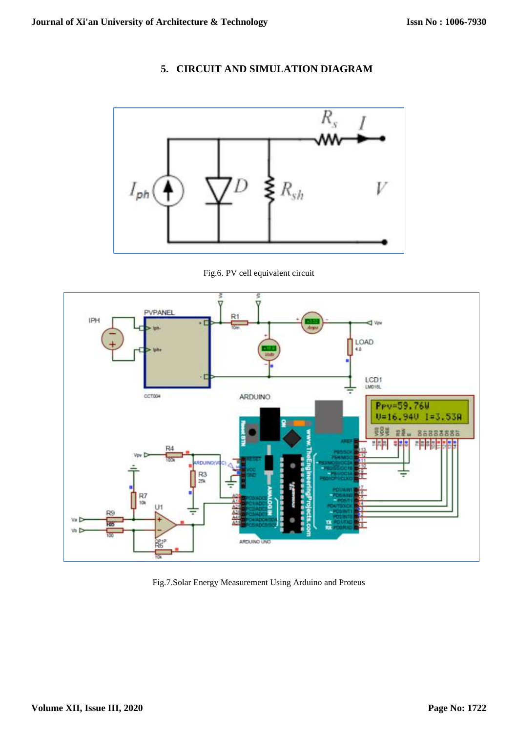## 5. CIRCUIT AND SIMULATION DIAGRAM

Fig.6. PV cell equivalent circuit

Fig.7.Solar Energy Measurement Using Arduino and Proteus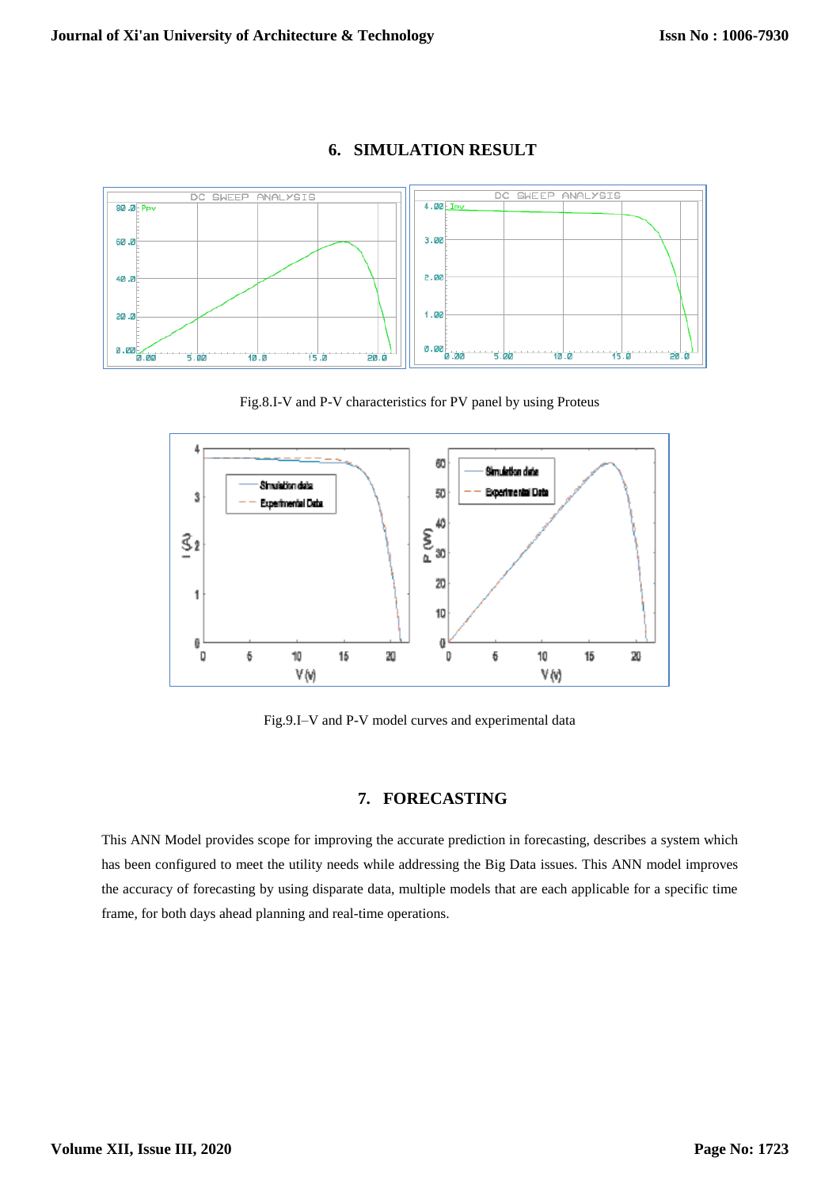## 6. SIMULATION RESULT

Fig.8.I-V and P-V characteristics for PV panel by using Proteus

Fig.9.I–V and P-V model curves and experimental data

## 7. FORECASTING

This ANN Model provides scope for improving the accurate prediction in forecasting, describes a system which has been configured to meet the utility needs while addressing the Big Data issues. This ANN model improves the accuracy of forecasting by using disparate data, multiple models that are each applicable for a specific time frame, for both days ahead planning and real-time operations.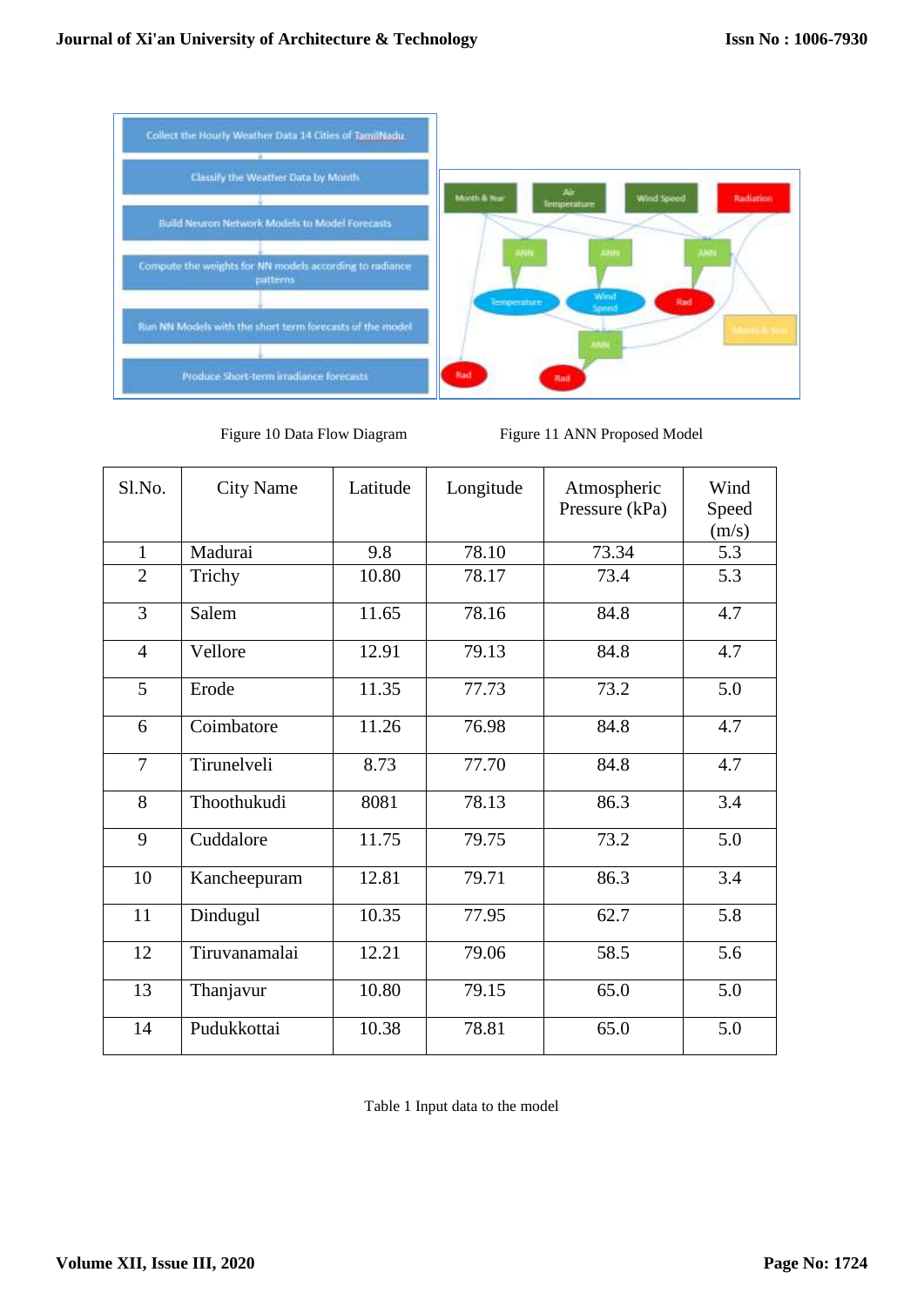Figure 10 Data Flow Diagram

Figure 11 ANN Proposed Model

| Sl.No. | City Name | Latitude | Longitude | Atmospheric Pressure (kPa) | Wind Speed (m/s) |
|---|---|---|---|---|---|
| 1 | Madurai | 9.8 | 78.10 | 73.34 | 5.3 |
| 2 | Trichy | 10.80 | 78.17 | 73.4 | 5.3 |
| 3 | Salem | 11.65 | 78.16 | 84.8 | 4.7 |
| 4 | Vellore | 12.91 | 79.13 | 84.8 | 4.7 |
| 5 | Erode | 11.35 | 77.73 | 73.2 | 5.0 |
| 6 | Coimbatore | 11.26 | 76.98 | 84.8 | 4.7 |
| 7 | Tirunelveli | 8.73 | 77.70 | 84.8 | 4.7 |
| 8 | Thoothukudi | 8081 | 78.13 | 86.3 | 3.4 |
| 9 | Cuddalore | 11.75 | 79.75 | 73.2 | 5.0 |
| 10 | Kancheepuram | 12.81 | 79.71 | 86.3 | 3.4 |
| 11 | Dindugul | 10.35 | 77.95 | 62.7 | 5.8 |
| 12 | Tiruvanamalai | 12.21 | 79.06 | 58.5 | 5.6 |
| 13 | Thanjavur | 10.80 | 79.15 | 65.0 | 5.0 |
| 14 | Pudukkottai | 10.38 | 78.81 | 65.0 | 5.0 |

Table 1 Input data to the model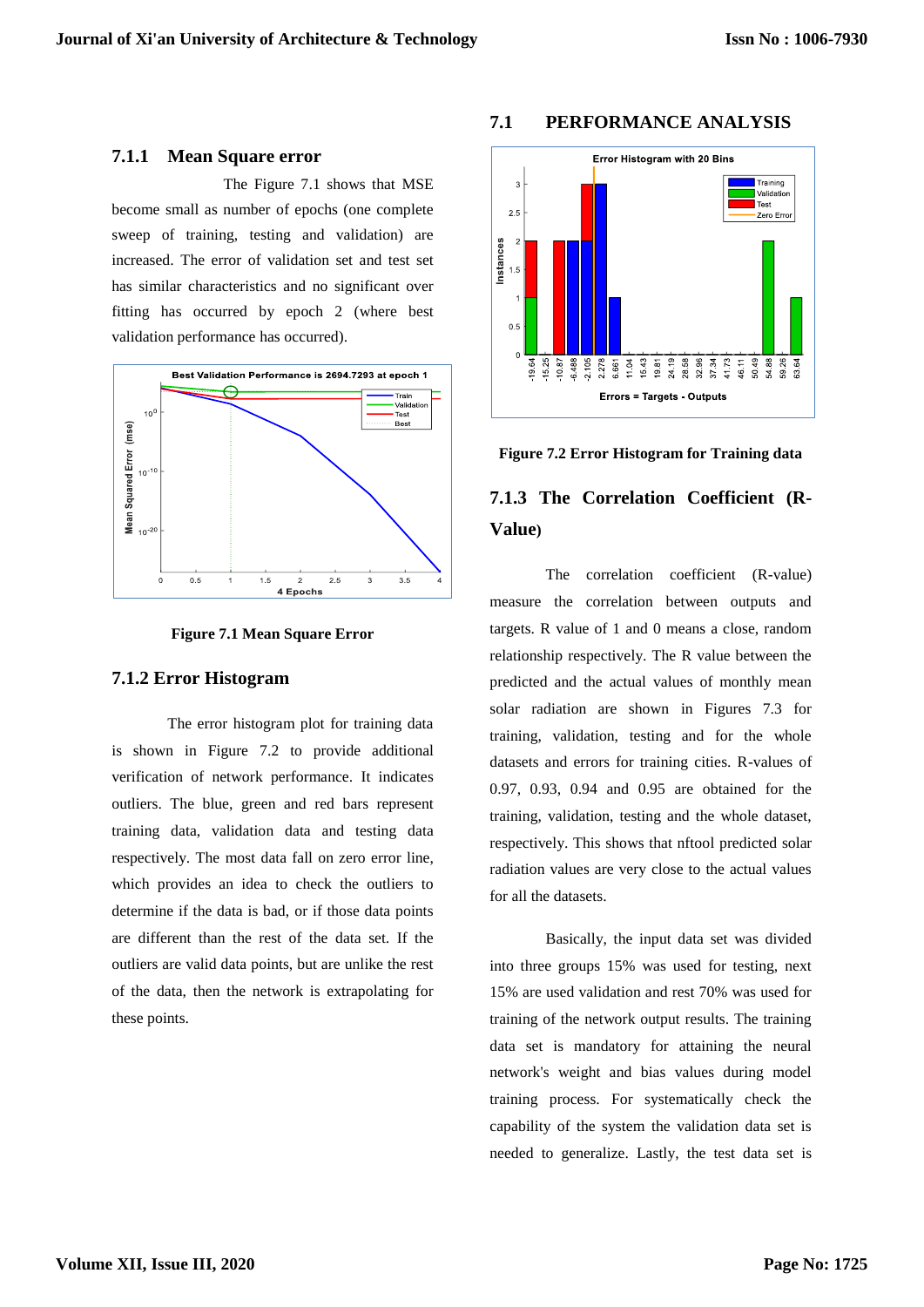### 7.1.1 Mean Square error

The Figure 7.1 shows that MSE become small as number of epochs (one complete sweep of training, testing and validation) are increased. The error of validation set and test set has similar characteristics and no significant over fitting has occurred by epoch 2 (where best validation performance has occurred).

**Figure 7.1 Mean Square Error**

### 7.1.2 Error Histogram

The error histogram plot for training data is shown in Figure 7.2 to provide additional verification of network performance. It indicates outliers. The blue, green and red bars represent training data, validation data and testing data respectively. The most data fall on zero error line, which provides an idea to check the outliers to determine if the data is bad, or if those data points are different than the rest of the data set. If the outliers are valid data points, but are unlike the rest of the data, then the network is extrapolating for these points.

## 7.1 PERFORMANCE ANALYSIS

**Figure 7.2 Error Histogram for Training data**

### 7.1.3 The Correlation Coefficient (R-Value)

The correlation coefficient (R-value) measure the correlation between outputs and targets. R value of 1 and 0 means a close, random relationship respectively. The R value between the predicted and the actual values of monthly mean solar radiation are shown in Figures 7.3 for training, validation, testing and for the whole datasets and errors for training cities. R-values of 0.97, 0.93, 0.94 and 0.95 are obtained for the training, validation, testing and the whole dataset, respectively. This shows that nftool predicted solar radiation values are very close to the actual values for all the datasets.

Basically, the input data set was divided into three groups 15% was used for testing, next 15% are used validation and rest 70% was used for training of the network output results. The training data set is mandatory for attaining the neural network's weight and bias values during model training process. For systematically check the capability of the system the validation data set is needed to generalize. Lastly, the test data set is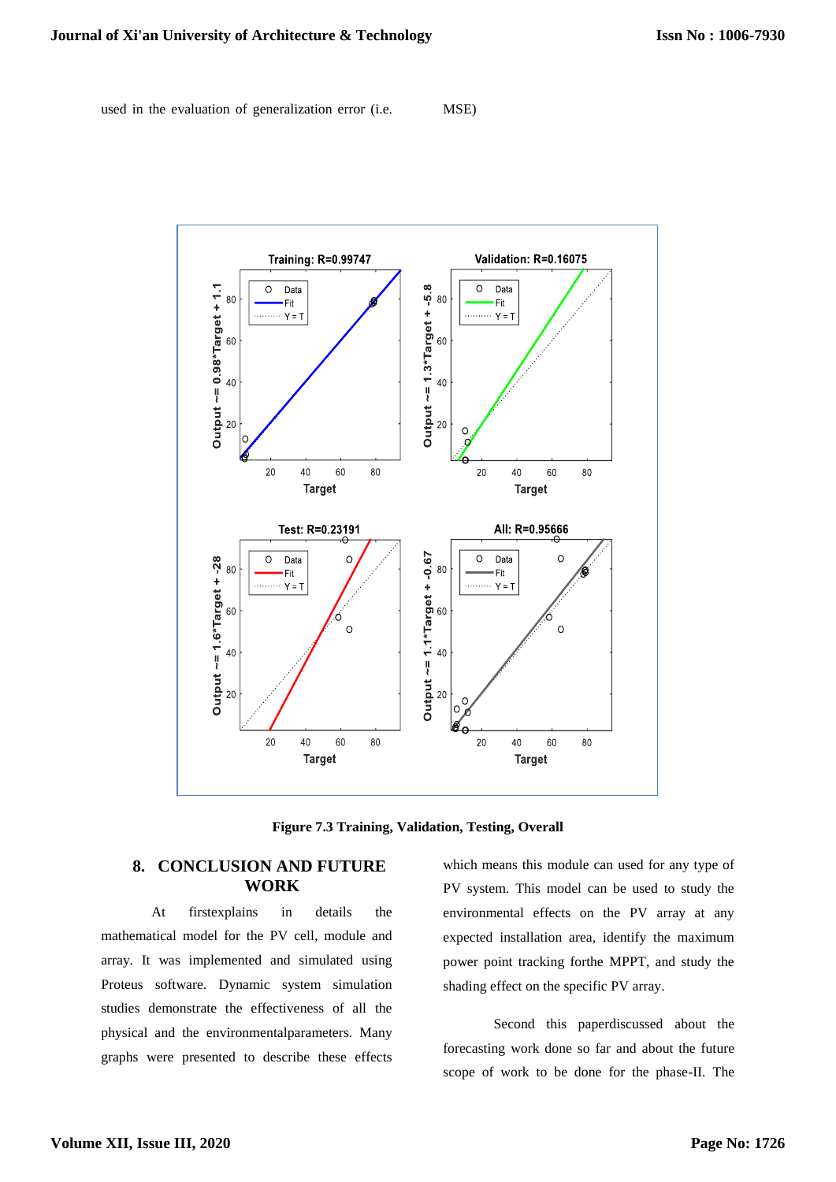used in the evaluation of generalization error (i.e. MSE)

Figure 7.3 Training, Validation, Testing, Overall

## 8. CONCLUSION AND FUTURE WORK

At firstexplains in details the mathematical model for the PV cell, module and array. It was implemented and simulated using Proteus software. Dynamic system simulation studies demonstrate the effectiveness of all the physical and the environmentalparameters. Many graphs were presented to describe these effects which means this module can used for any type of PV system. This model can be used to study the environmental effects on the PV array at any expected installation area, identify the maximum power point tracking forthe MPPT, and study the shading effect on the specific PV array.

Second this paperdiscussed about the forecasting work done so far and about the future scope of work to be done for the phase-II. The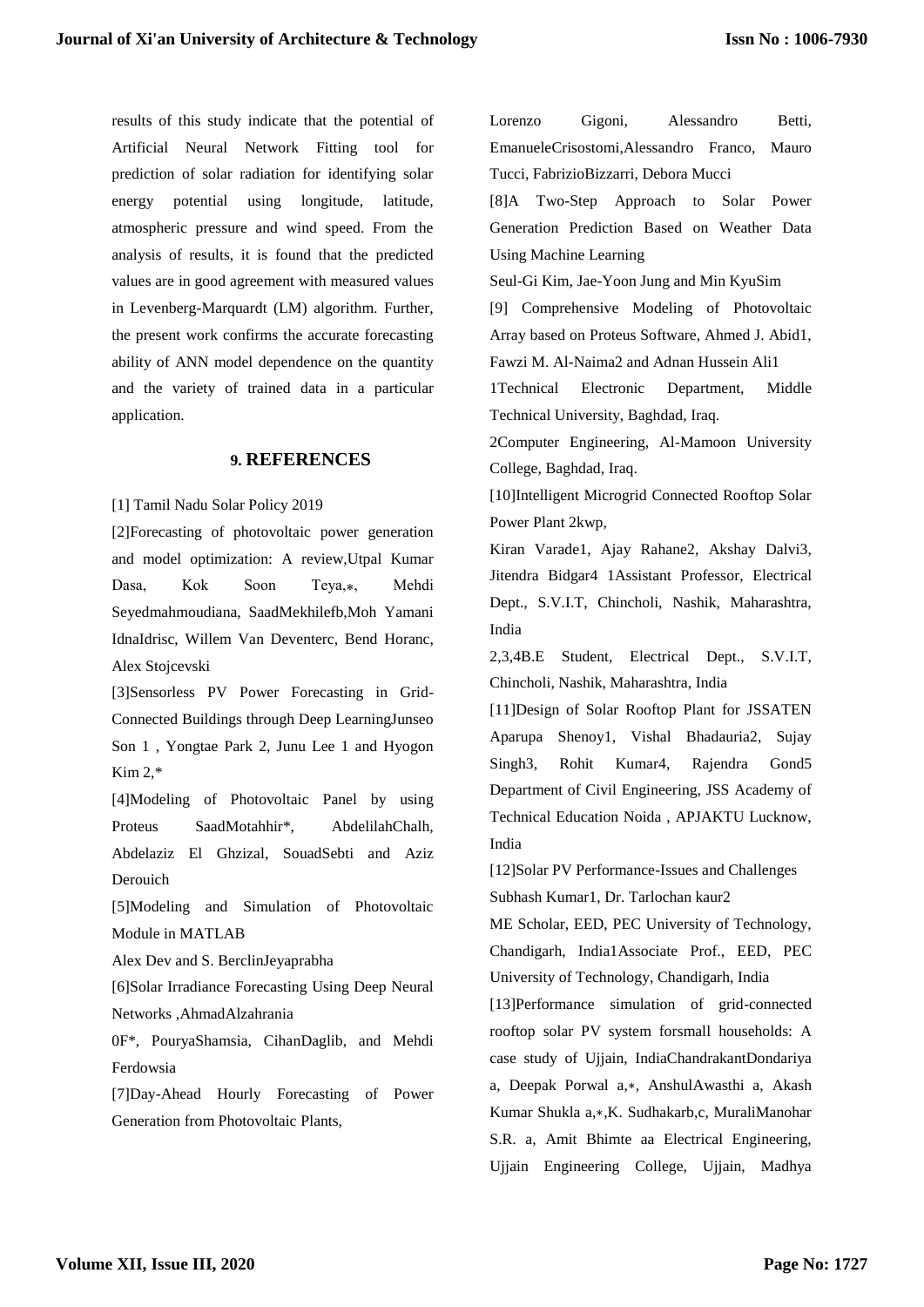results of this study indicate that the potential of Artificial Neural Network Fitting tool for prediction of solar radiation for identifying solar energy potential using longitude, latitude, atmospheric pressure and wind speed. From the analysis of results, it is found that the predicted values are in good agreement with measured values in Levenberg-Marquardt (LM) algorithm. Further, the present work confirms the accurate forecasting ability of ANN model dependence on the quantity and the variety of trained data in a particular application.

## 9. REFERENCES

[1] Tamil Nadu Solar Policy 2019

[2]Forecasting of photovoltaic power generation and model optimization: A review,Utpal Kumar Dasa, Kok Soon Teya,⁎, Mehdi Seyedmahmoudiana, SaadMekhilefb,Moh Yamani IdnaIdrisc, Willem Van Deventerc, Bend Horanc, Alex Stojcevski

[3]Sensorless PV Power Forecasting in Grid-Connected Buildings through Deep LearningJunseo Son 1 , Yongtae Park 2, Junu Lee 1 and Hyogon Kim 2,*

[4]Modeling of Photovoltaic Panel by using Proteus SaadMotahhir*, AbdelilahChalh, Abdelaziz El Ghzizal, SouadSebti and Aziz Derouich

[5]Modeling and Simulation of Photovoltaic Module in MATLAB

Alex Dev and S. BerclinJeyaprabha

[6]Solar Irradiance Forecasting Using Deep Neural Networks ,AhmadAlzahrania

0F*, PouryaShamsia, CihanDaglib, and Mehdi Ferdowsia

[7]Day-Ahead Hourly Forecasting of Power Generation from Photovoltaic Plants,

Lorenzo Gigoni, Alessandro Betti, EmanueleCrisostomi,Alessandro Franco, Mauro Tucci, FabrizioBizzarri, Debora Mucci

[8]A Two-Step Approach to Solar Power Generation Prediction Based on Weather Data Using Machine Learning

Seul-Gi Kim, Jae-Yoon Jung and Min KyuSim

[9] Comprehensive Modeling of Photovoltaic Array based on Proteus Software, Ahmed J. Abid1, Fawzi M. Al-Naima2 and Adnan Hussein Ali1

1Technical Electronic Department, Middle Technical University, Baghdad, Iraq.

2Computer Engineering, Al-Mamoon University College, Baghdad, Iraq.

[10]Intelligent Microgrid Connected Rooftop Solar Power Plant 2kwp,

Kiran Varade1, Ajay Rahane2, Akshay Dalvi3, Jitendra Bidgar4 1Assistant Professor, Electrical Dept., S.V.I.T, Chincholi, Nashik, Maharashtra, India

2,3,4B.E Student, Electrical Dept., S.V.I.T, Chincholi, Nashik, Maharashtra, India

[11]Design of Solar Rooftop Plant for JSSATEN Aparupa Shenoy1, Vishal Bhadauria2, Sujay Singh3, Rohit Kumar4, Rajendra Gond5 Department of Civil Engineering, JSS Academy of Technical Education Noida , APJAKTU Lucknow, India

[12]Solar PV Performance-Issues and Challenges Subhash Kumar1, Dr. Tarlochan kaur2

ME Scholar, EED, PEC University of Technology, Chandigarh, India1Associate Prof., EED, PEC University of Technology, Chandigarh, India

[13]Performance simulation of grid-connected rooftop solar PV system forsmall households: A case study of Ujjain, IndiaChandrakantDondariya a, Deepak Porwal a,⁎, AnshulAwasthi a, Akash Kumar Shukla a,⁎,K. Sudhakarb,c, MuraliManohar S.R. a, Amit Bhimte aa Electrical Engineering, Ujjain Engineering College, Ujjain, Madhya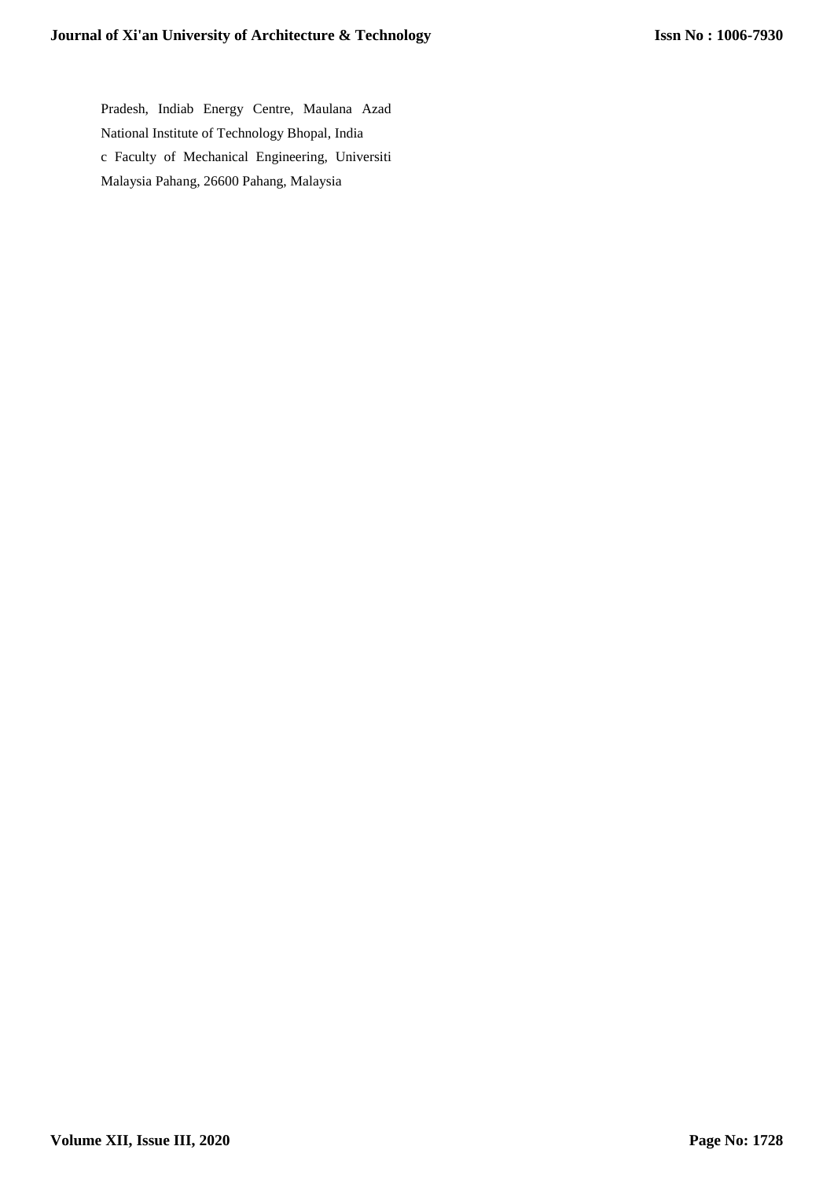Pradesh, Indiab Energy Centre, Maulana Azad National Institute of Technology Bhopal, India

c Faculty of Mechanical Engineering, Universiti Malaysia Pahang, 26600 Pahang, Malaysia